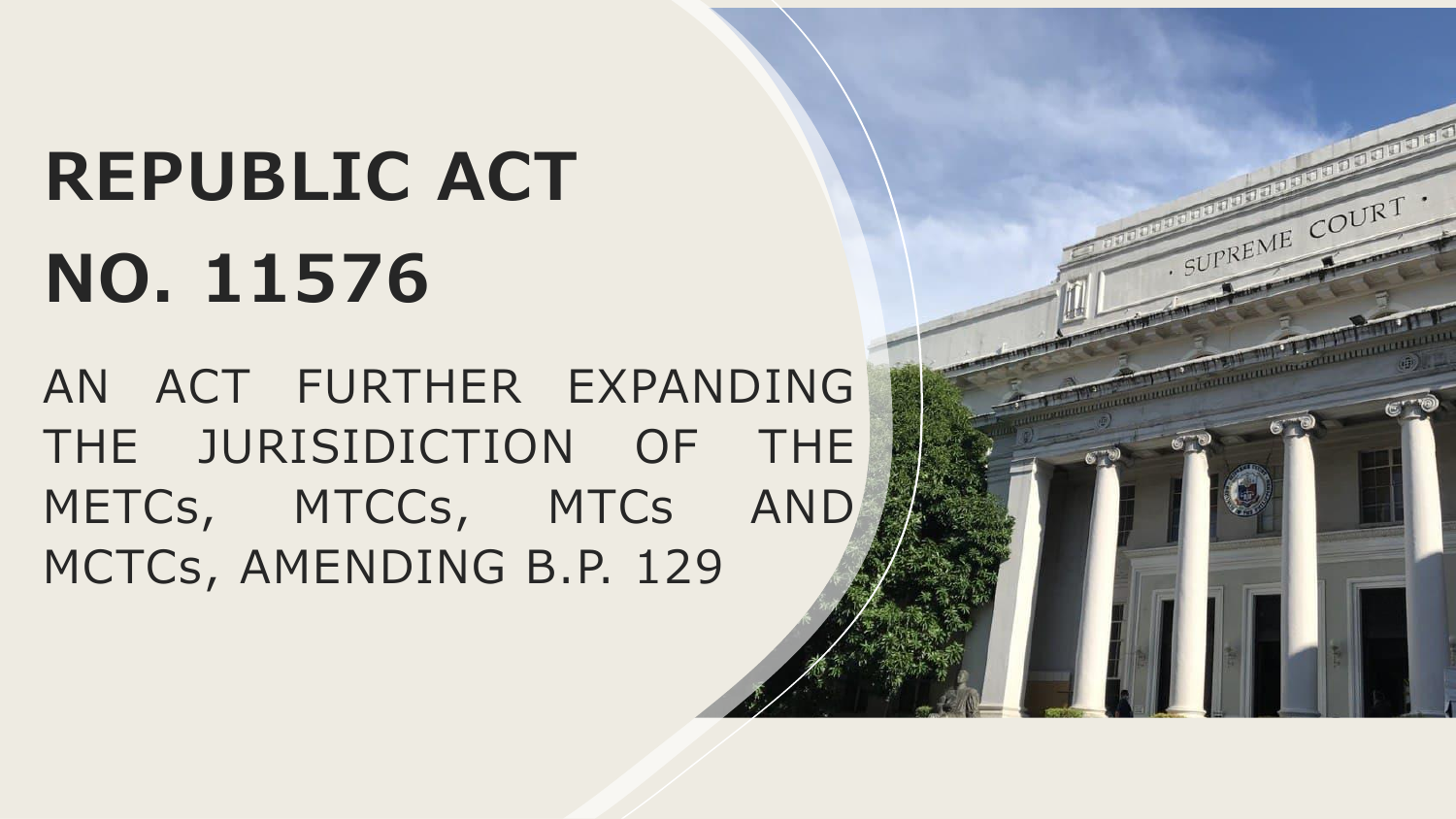# REPUBLIC ACT NO. 11576

AN ACT FURTHER EXPANDING THE JURISIDICTION OF THE METCs, MTCCs, MTCs AND MCTCs, AMENDING B.P. 129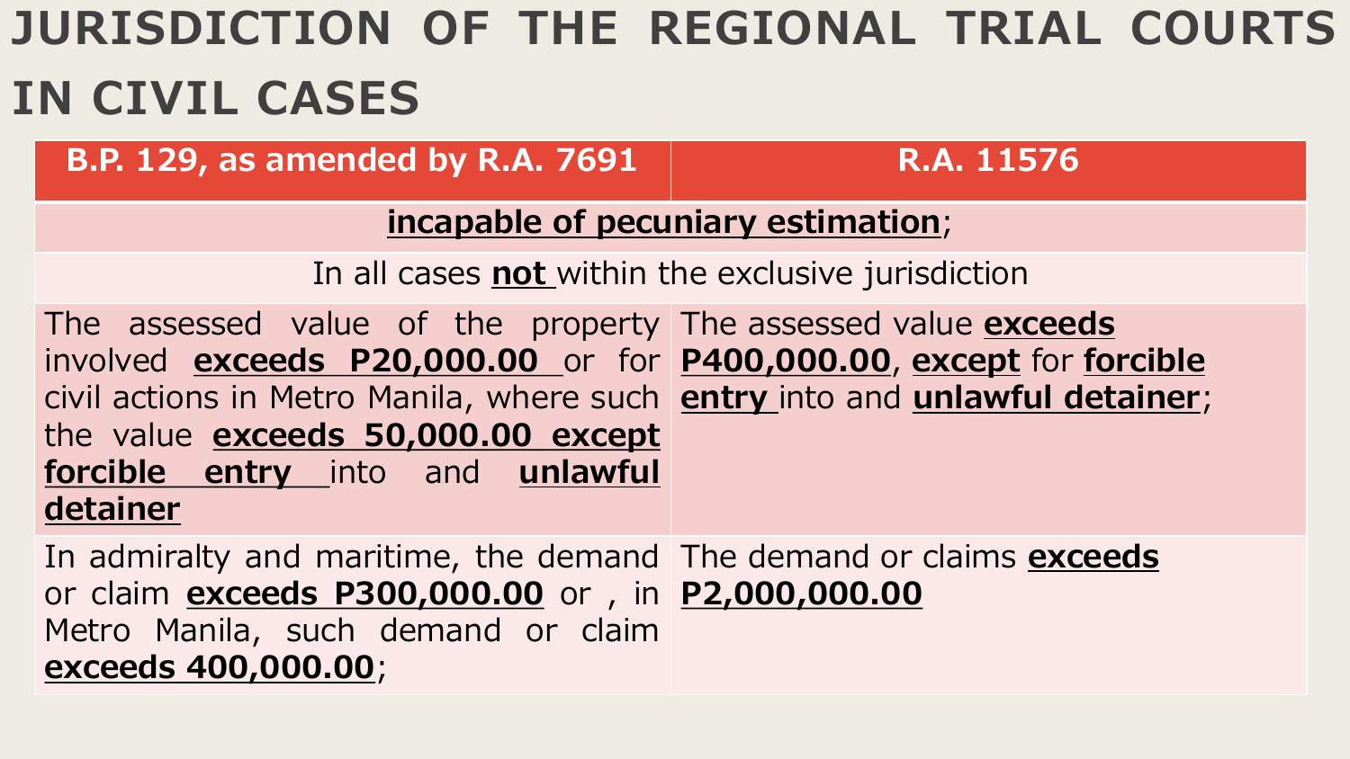# JURISDICTION OF THE REGIONAL TRIAL COURTS IN CIVIL CASES

| B.P. 129, as amended by R.A. 7691 | R.A. 11576 |
|---|---|
| **incapable of pecuniary estimation**; | |
| In all cases **not** within the exclusive jurisdiction | |
| The assessed value of the property involved **exceeds P20,000.00** or for civil actions in Metro Manila, where such the value **exceeds 50,000.00 except forcible entry** into and **unlawful detainer** | The assessed value **exceeds P400,000.00**, **except** for **forcible entry** into and **unlawful detainer**; |
| In admiralty and maritime, the demand or claim **exceeds P300,000.00** or , in Metro Manila, such demand or claim **exceeds 400,000.00**; | The demand or claims **exceeds P2,000,000.00** |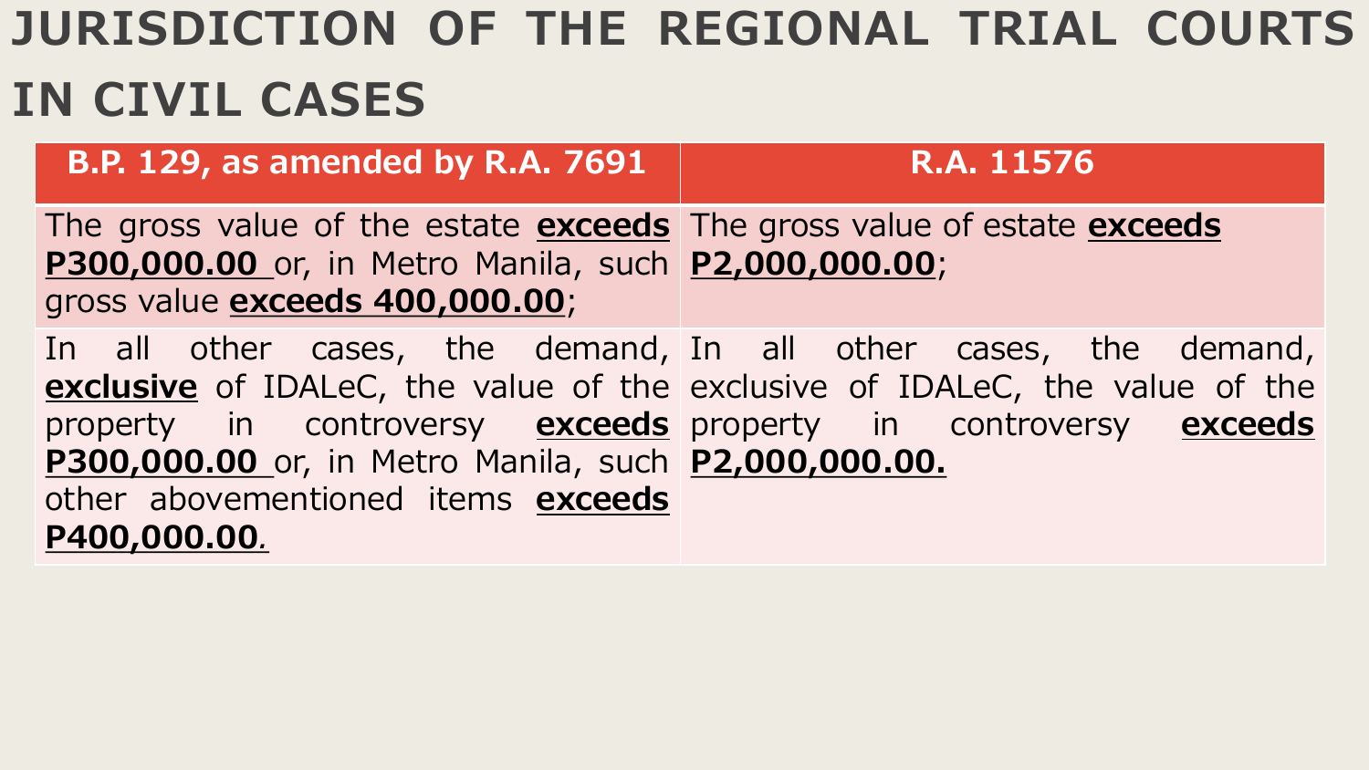# JURISDICTION OF THE REGIONAL TRIAL COURTS IN CIVIL CASES

| B.P. 129, as amended by R.A. 7691 | R.A. 11576 |
|---|---|
| The gross value of the estate **exceeds P300,000.00** or, in Metro Manila, such gross value **exceeds 400,000.00**; | The gross value of estate **exceeds P2,000,000.00**; |
| In all other cases, the demand, **exclusive** of IDALeC, the value of the property in controversy **exceeds P300,000.00** or, in Metro Manila, such other abovementioned items **exceeds P400,000.00**. | In all other cases, the demand, exclusive of IDALeC, the value of the property in controversy **exceeds P2,000,000.00.** |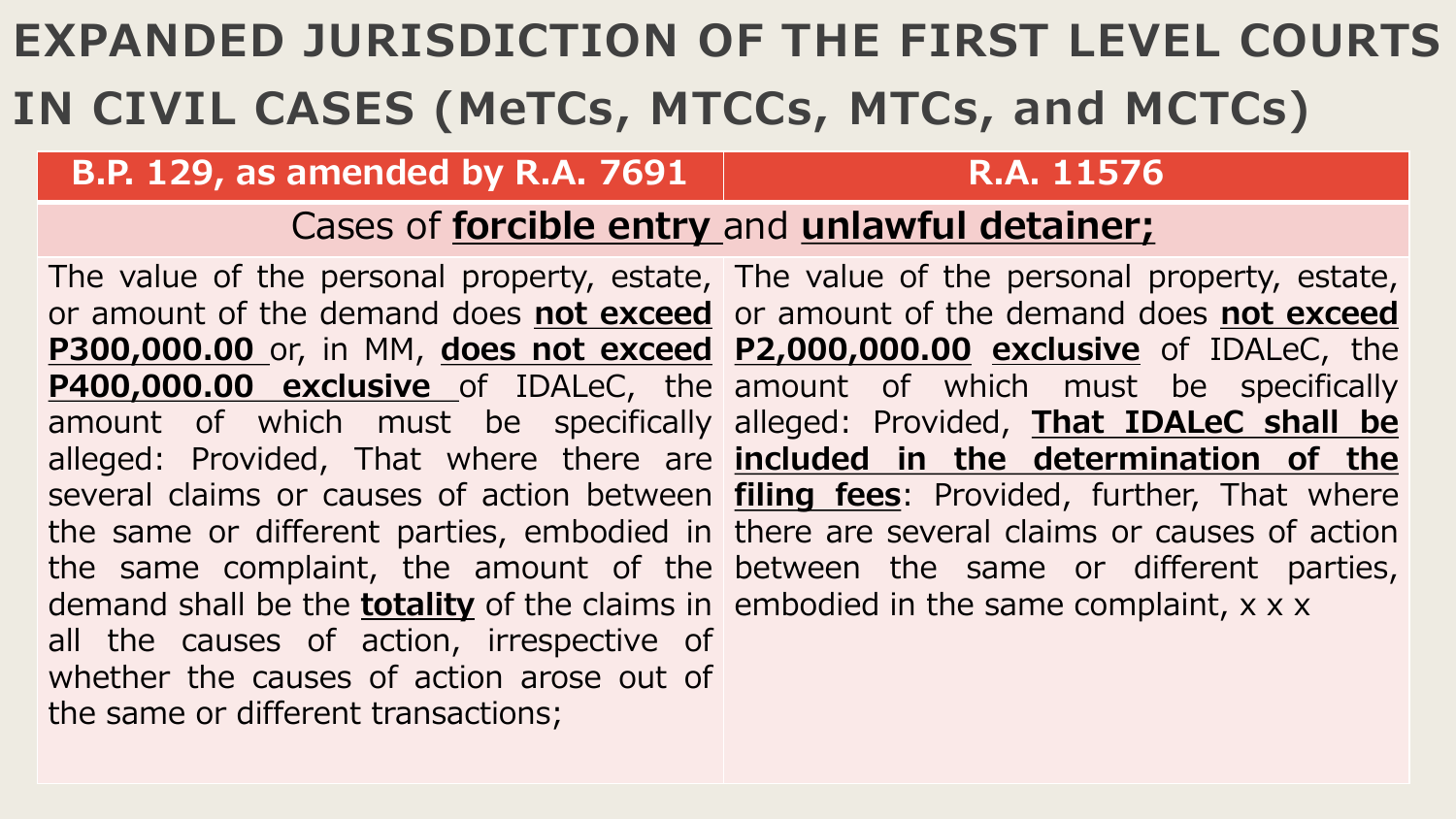# EXPANDED JURISDICTION OF THE FIRST LEVEL COURTS IN CIVIL CASES (MeTCs, MTCCs, MTCs, and MCTCs)

| B.P. 129, as amended by R.A. 7691 | R.A. 11576 |
|---|---|
| Cases of **forcible entry** and **unlawful detainer;** | |
| The value of the personal property, estate, or amount of the demand does **not exceed P300,000.00** or, in MM, **does not exceed P400,000.00 exclusive** of IDALeC, the amount of which must be specifically alleged: Provided, That where there are several claims or causes of action between the same or different parties, embodied in the same complaint, the amount of the demand shall be the **totality** of the claims in all the causes of action, irrespective of whether the causes of action arose out of the same or different transactions; | The value of the personal property, estate, or amount of the demand does **not exceed P2,000,000.00 exclusive** of IDALeC, the amount of which must be specifically alleged: Provided, **That IDALeC shall be included in the determination of the filing fees**: Provided, further, That where there are several claims or causes of action between the same or different parties, embodied in the same complaint, x x x |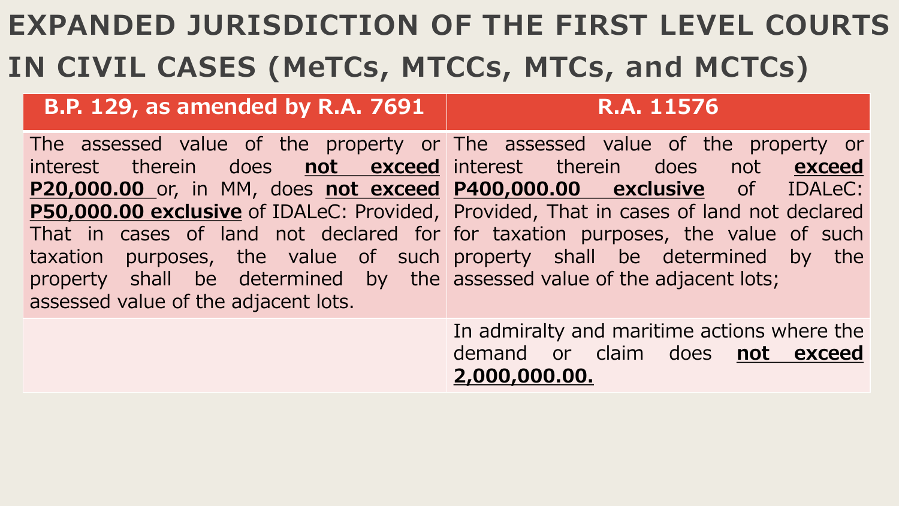# EXPANDED JURISDICTION OF THE FIRST LEVEL COURTS IN CIVIL CASES (MeTCs, MTCCs, MTCs, and MCTCs)

| B.P. 129, as amended by R.A. 7691 | R.A. 11576 |
|---|---|
| The assessed value of the property or interest therein does **not exceed P20,000.00** or, in MM, does **not exceed P50,000.00 exclusive** of IDALeC: Provided, That in cases of land not declared for taxation purposes, the value of such property shall be determined by the assessed value of the adjacent lots. | The assessed value of the property or interest therein does not **exceed P400,000.00 exclusive** of IDALeC: Provided, That in cases of land not declared for taxation purposes, the value of such property shall be determined by the assessed value of the adjacent lots; |
| | In admiralty and maritime actions where the demand or claim does **not exceed 2,000,000.00.** |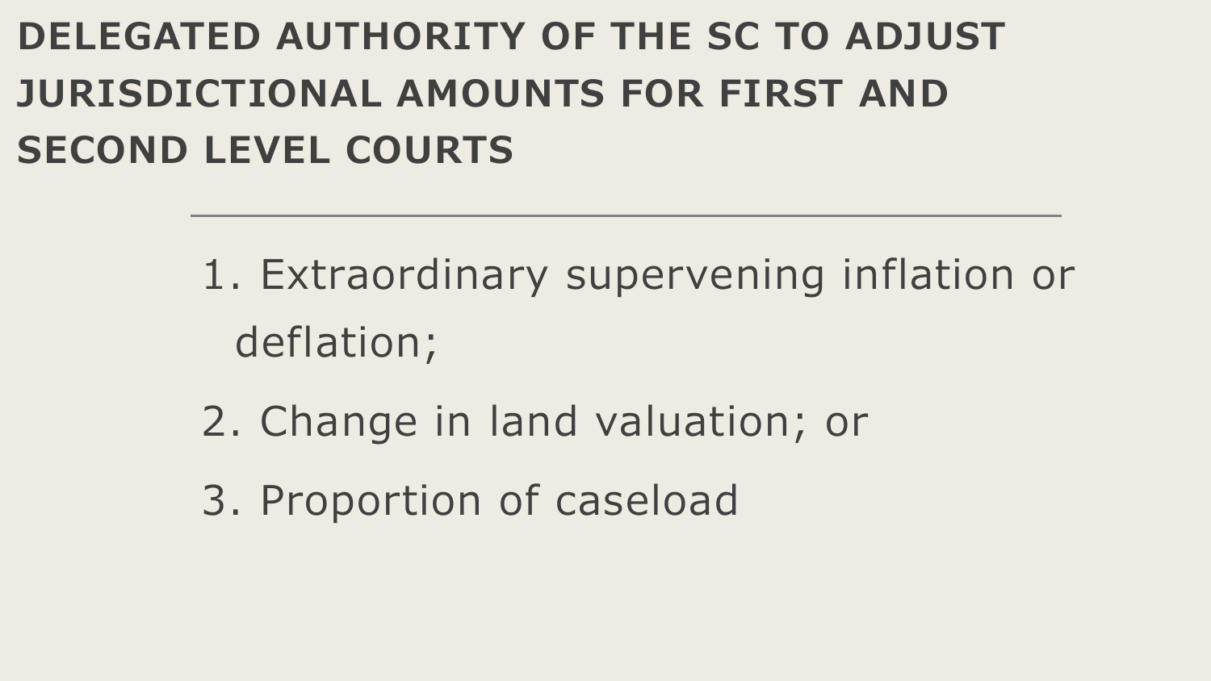# DELEGATED AUTHORITY OF THE SC TO ADJUST JURISDICTIONAL AMOUNTS FOR FIRST AND SECOND LEVEL COURTS

1. Extraordinary supervening inflation or deflation;
2. Change in land valuation; or
3. Proportion of caseload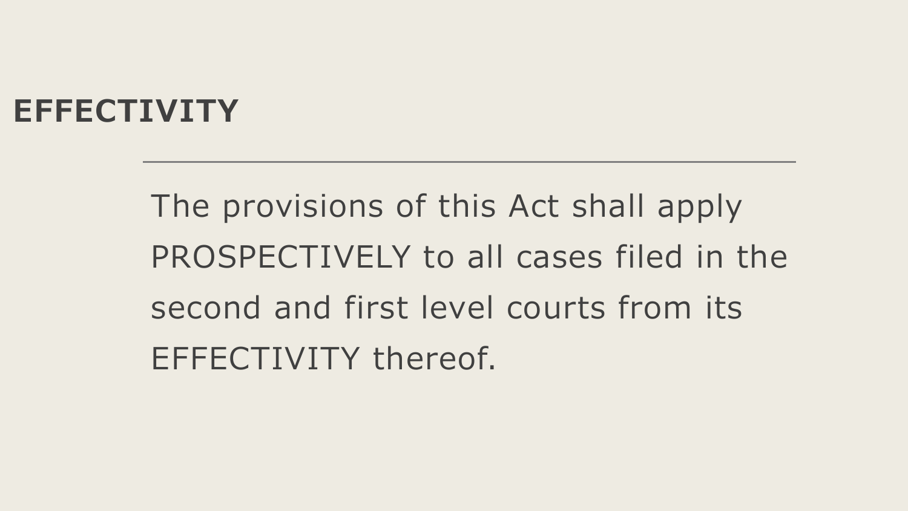# EFFECTIVITY

The provisions of this Act shall apply PROSPECTIVELY to all cases filed in the second and first level courts from its EFFECTIVITY thereof.